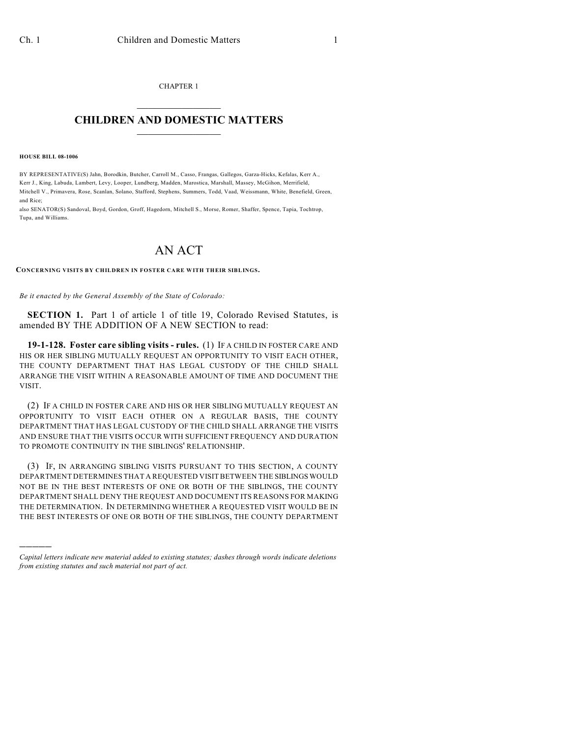CHAPTER 1

# CHILDREN AND DOMESTIC MATTERS

**HOUSE BILL 08-1006**

BY REPRESENTATIVE(S) Jahn, Borodkin, Butcher, Carroll M., Casso, Frangas, Gallegos, Garza-Hicks, Kefalas, Kerr A., Kerr J., King, Labuda, Lambert, Levy, Looper, Lundberg, Madden, Marostica, Marshall, Massey, McGihon, Merrifield, Mitchell V., Primavera, Rose, Scanlan, Solano, Stafford, Stephens, Summers, Todd, Vaad, Weissmann, White, Benefield, Green, and Rice;
also SENATOR(S) Sandoval, Boyd, Gordon, Groff, Hagedorn, Mitchell S., Morse, Romer, Shaffer, Spence, Tapia, Tochtrop, Tupa, and Williams.

# AN ACT

**CONCERNING VISITS BY CHILDREN IN FOSTER CARE WITH THEIR SIBLINGS.**

*Be it enacted by the General Assembly of the State of Colorado:*

**SECTION 1.** Part 1 of article 1 of title 19, Colorado Revised Statutes, is amended BY THE ADDITION OF A NEW SECTION to read:

**19-1-128. Foster care sibling visits - rules.** (1) IF A CHILD IN FOSTER CARE AND HIS OR HER SIBLING MUTUALLY REQUEST AN OPPORTUNITY TO VISIT EACH OTHER, THE COUNTY DEPARTMENT THAT HAS LEGAL CUSTODY OF THE CHILD SHALL ARRANGE THE VISIT WITHIN A REASONABLE AMOUNT OF TIME AND DOCUMENT THE VISIT.

(2) IF A CHILD IN FOSTER CARE AND HIS OR HER SIBLING MUTUALLY REQUEST AN OPPORTUNITY TO VISIT EACH OTHER ON A REGULAR BASIS, THE COUNTY DEPARTMENT THAT HAS LEGAL CUSTODY OF THE CHILD SHALL ARRANGE THE VISITS AND ENSURE THAT THE VISITS OCCUR WITH SUFFICIENT FREQUENCY AND DURATION TO PROMOTE CONTINUITY IN THE SIBLINGS' RELATIONSHIP.

(3) IF, IN ARRANGING SIBLING VISITS PURSUANT TO THIS SECTION, A COUNTY DEPARTMENT DETERMINES THAT A REQUESTED VISIT BETWEEN THE SIBLINGS WOULD NOT BE IN THE BEST INTERESTS OF ONE OR BOTH OF THE SIBLINGS, THE COUNTY DEPARTMENT SHALL DENY THE REQUEST AND DOCUMENT ITS REASONS FOR MAKING THE DETERMINATION. IN DETERMINING WHETHER A REQUESTED VISIT WOULD BE IN THE BEST INTERESTS OF ONE OR BOTH OF THE SIBLINGS, THE COUNTY DEPARTMENT

---

*Capital letters indicate new material added to existing statutes; dashes through words indicate deletions from existing statutes and such material not part of act.*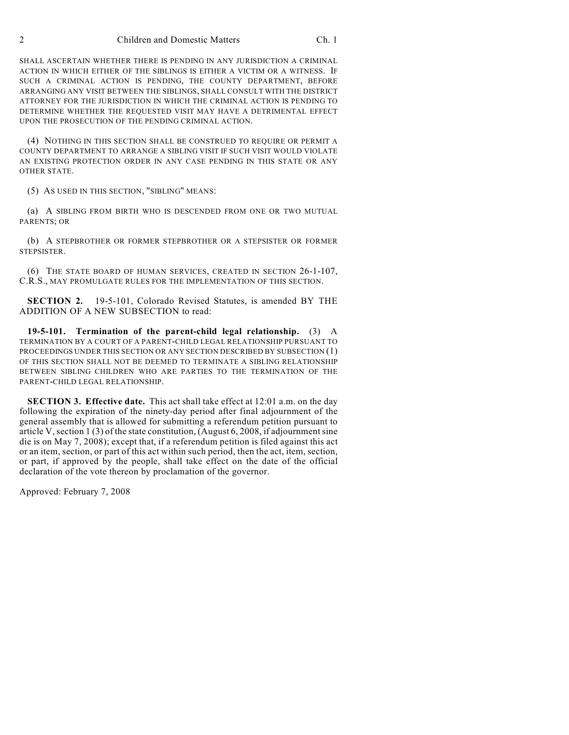SHALL ASCERTAIN WHETHER THERE IS PENDING IN ANY JURISDICTION A CRIMINAL ACTION IN WHICH EITHER OF THE SIBLINGS IS EITHER A VICTIM OR A WITNESS. IF SUCH A CRIMINAL ACTION IS PENDING, THE COUNTY DEPARTMENT, BEFORE ARRANGING ANY VISIT BETWEEN THE SIBLINGS, SHALL CONSULT WITH THE DISTRICT ATTORNEY FOR THE JURISDICTION IN WHICH THE CRIMINAL ACTION IS PENDING TO DETERMINE WHETHER THE REQUESTED VISIT MAY HAVE A DETRIMENTAL EFFECT UPON THE PROSECUTION OF THE PENDING CRIMINAL ACTION.

(4) NOTHING IN THIS SECTION SHALL BE CONSTRUED TO REQUIRE OR PERMIT A COUNTY DEPARTMENT TO ARRANGE A SIBLING VISIT IF SUCH VISIT WOULD VIOLATE AN EXISTING PROTECTION ORDER IN ANY CASE PENDING IN THIS STATE OR ANY OTHER STATE.

(5) AS USED IN THIS SECTION, "SIBLING" MEANS:

(a) A SIBLING FROM BIRTH WHO IS DESCENDED FROM ONE OR TWO MUTUAL PARENTS; OR

(b) A STEPBROTHER OR FORMER STEPBROTHER OR A STEPSISTER OR FORMER STEPSISTER.

(6) THE STATE BOARD OF HUMAN SERVICES, CREATED IN SECTION 26-1-107, C.R.S., MAY PROMULGATE RULES FOR THE IMPLEMENTATION OF THIS SECTION.

**SECTION 2.** 19-5-101, Colorado Revised Statutes, is amended BY THE ADDITION OF A NEW SUBSECTION to read:

**19-5-101. Termination of the parent-child legal relationship.** (3) A TERMINATION BY A COURT OF A PARENT-CHILD LEGAL RELATIONSHIP PURSUANT TO PROCEEDINGS UNDER THIS SECTION OR ANY SECTION DESCRIBED BY SUBSECTION (1) OF THIS SECTION SHALL NOT BE DEEMED TO TERMINATE A SIBLING RELATIONSHIP BETWEEN SIBLING CHILDREN WHO ARE PARTIES TO THE TERMINATION OF THE PARENT-CHILD LEGAL RELATIONSHIP.

**SECTION 3. Effective date.** This act shall take effect at 12:01 a.m. on the day following the expiration of the ninety-day period after final adjournment of the general assembly that is allowed for submitting a referendum petition pursuant to article V, section 1 (3) of the state constitution, (August 6, 2008, if adjournment sine die is on May 7, 2008); except that, if a referendum petition is filed against this act or an item, section, or part of this act within such period, then the act, item, section, or part, if approved by the people, shall take effect on the date of the official declaration of the vote thereon by proclamation of the governor.

Approved: February 7, 2008